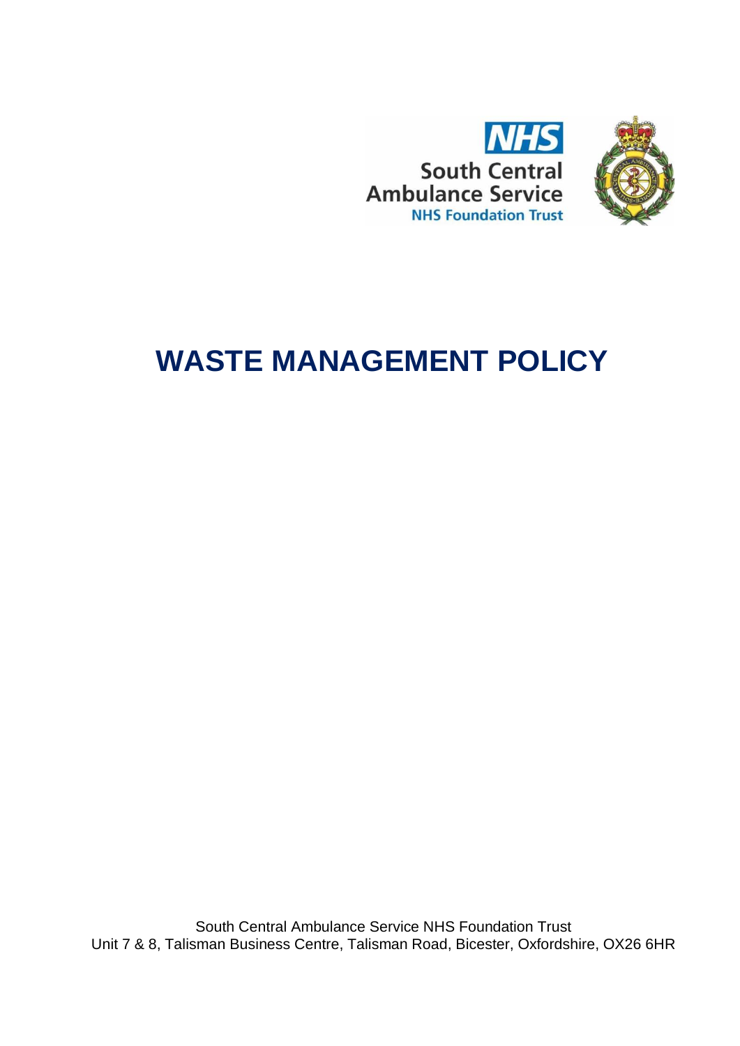NHS
South Central
Ambulance Service
NHS Foundation Trust

# WASTE MANAGEMENT POLICY

South Central Ambulance Service NHS Foundation Trust
Unit 7 & 8, Talisman Business Centre, Talisman Road, Bicester, Oxfordshire, OX26 6HR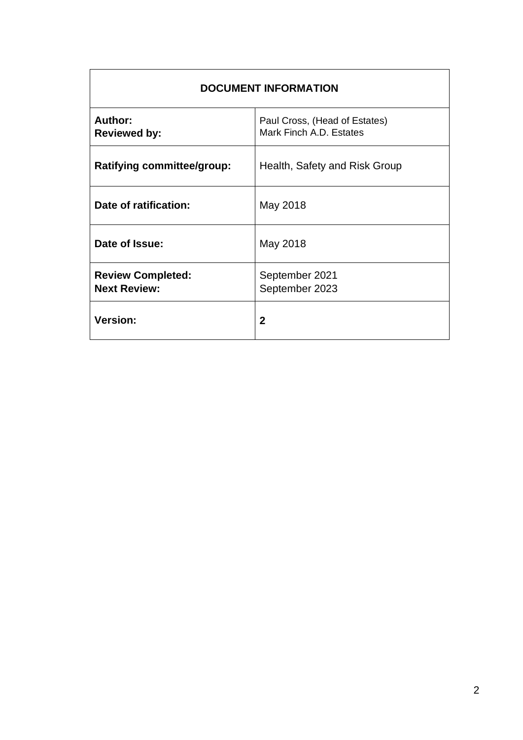| DOCUMENT INFORMATION | |
|---|---|
| **Author:**<br>**Reviewed by:** | Paul Cross, (Head of Estates)<br>Mark Finch A.D. Estates |
| **Ratifying committee/group:** | Health, Safety and Risk Group |
| **Date of ratification:** | May 2018 |
| **Date of Issue:** | May 2018 |
| **Review Completed:**<br>**Next Review:** | September 2021<br>September 2023 |
| **Version:** | **2** |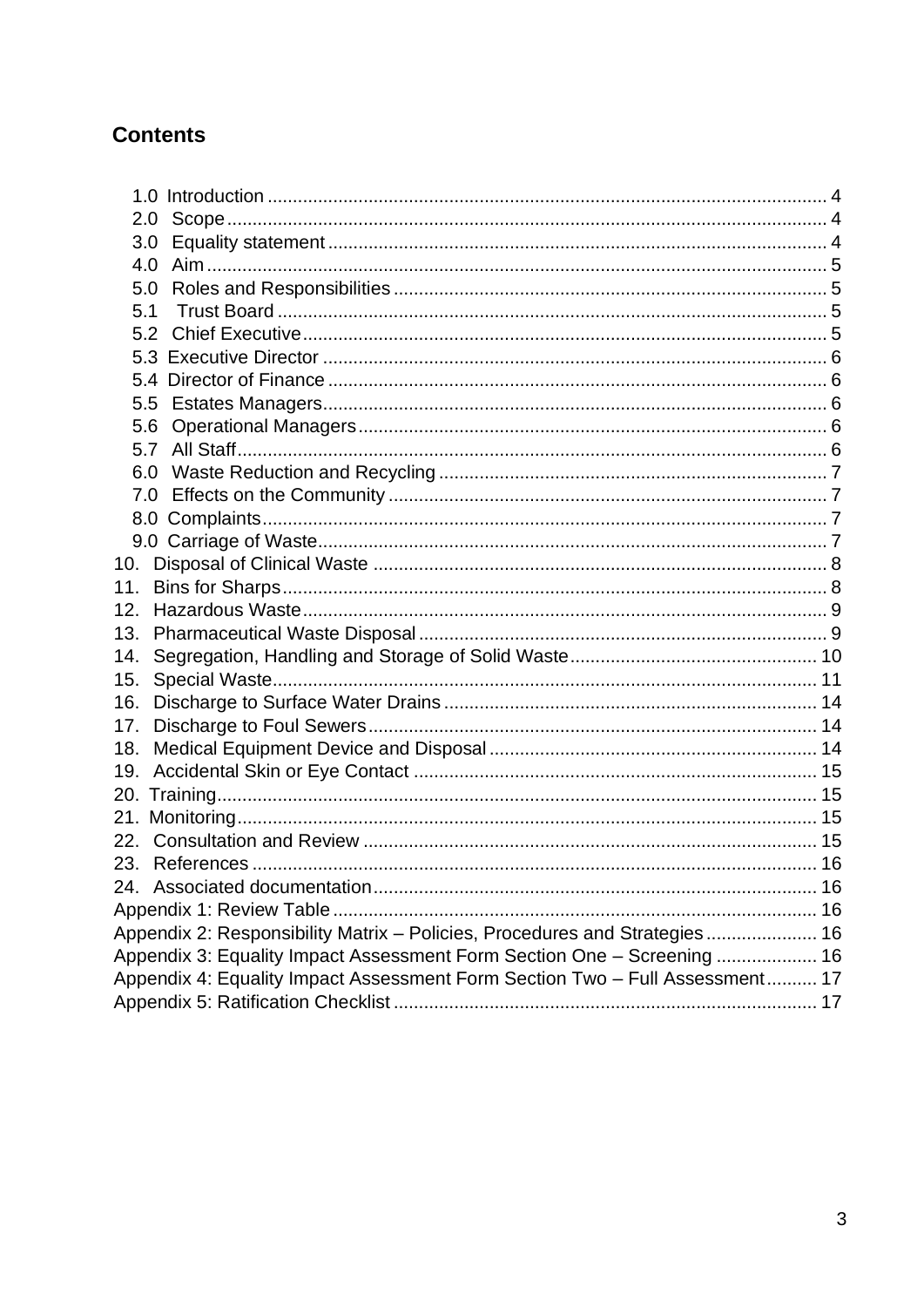## Contents

1.0 Introduction ............................................................ 4
2.0 Scope ............................................................ 4
3.0 Equality statement ............................................................ 4
4.0 Aim ............................................................ 5
5.0 Roles and Responsibilities ............................................................ 5
5.1 Trust Board ............................................................ 5
5.2 Chief Executive ............................................................ 5
5.3 Executive Director ............................................................ 6
5.4 Director of Finance ............................................................ 6
5.5 Estates Managers ............................................................ 6
5.6 Operational Managers ............................................................ 6
5.7 All Staff ............................................................ 6
6.0 Waste Reduction and Recycling ............................................................ 7
7.0 Effects on the Community ............................................................ 7
8.0 Complaints ............................................................ 7
9.0 Carriage of Waste ............................................................ 7
10. Disposal of Clinical Waste ............................................................ 8
11. Bins for Sharps ............................................................ 8
12. Hazardous Waste ............................................................ 9
13. Pharmaceutical Waste Disposal ............................................................ 9
14. Segregation, Handling and Storage of Solid Waste ............................................................ 10
15. Special Waste ............................................................ 11
16. Discharge to Surface Water Drains ............................................................ 14
17. Discharge to Foul Sewers ............................................................ 14
18. Medical Equipment Device and Disposal ............................................................ 14
19. Accidental Skin or Eye Contact ............................................................ 15
20. Training ............................................................ 15
21. Monitoring ............................................................ 15
22. Consultation and Review ............................................................ 15
23. References ............................................................ 16
24. Associated documentation ............................................................ 16
Appendix 1: Review Table ............................................................ 16
Appendix 2: Responsibility Matrix – Policies, Procedures and Strategies ............................................................ 16
Appendix 3: Equality Impact Assessment Form Section One – Screening ............................................................ 16
Appendix 4: Equality Impact Assessment Form Section Two – Full Assessment ............................................................ 17
Appendix 5: Ratification Checklist ............................................................ 17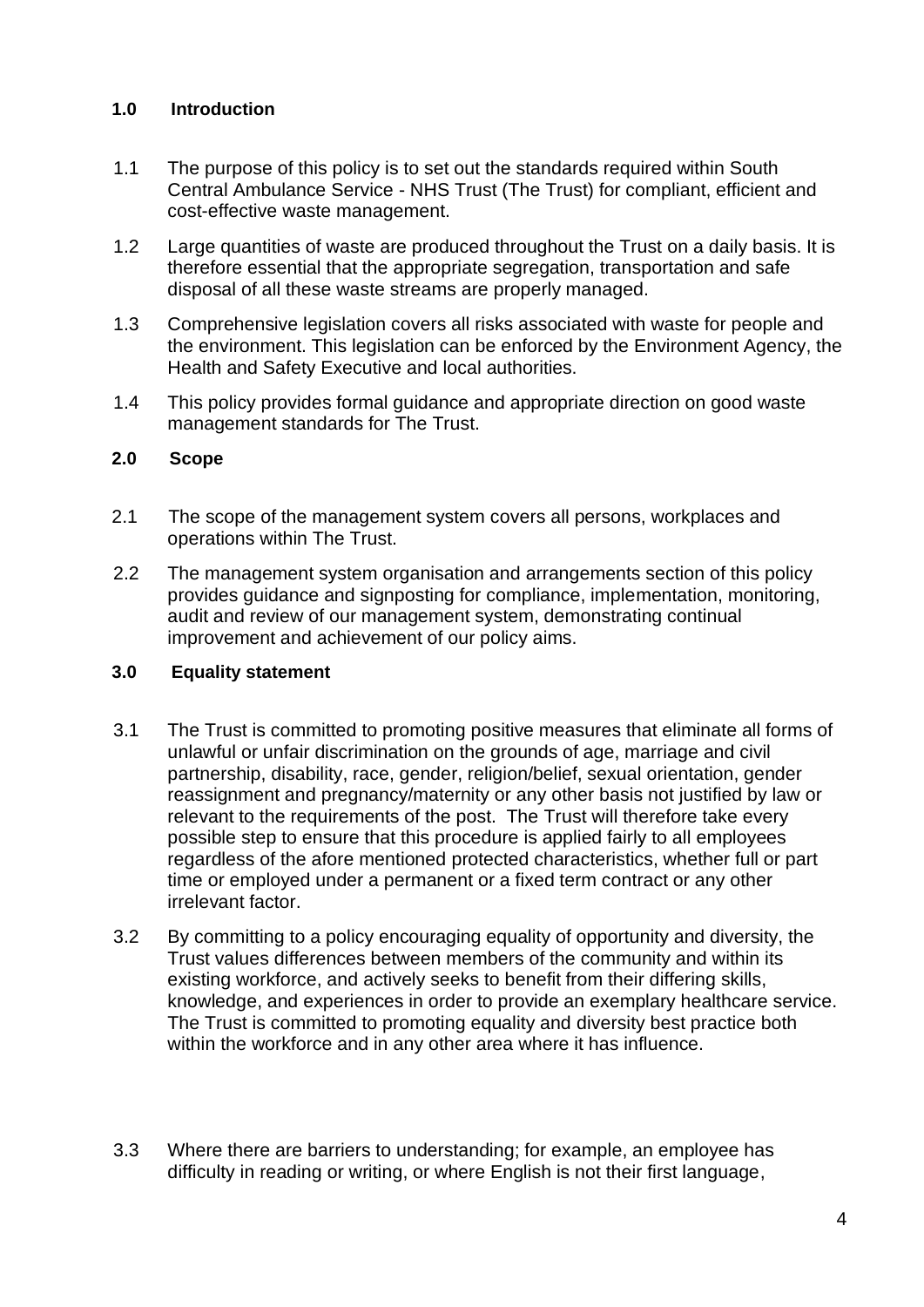## 1.0 Introduction

1.1 The purpose of this policy is to set out the standards required within South Central Ambulance Service - NHS Trust (The Trust) for compliant, efficient and cost-effective waste management.

1.2 Large quantities of waste are produced throughout the Trust on a daily basis. It is therefore essential that the appropriate segregation, transportation and safe disposal of all these waste streams are properly managed.

1.3 Comprehensive legislation covers all risks associated with waste for people and the environment. This legislation can be enforced by the Environment Agency, the Health and Safety Executive and local authorities.

1.4 This policy provides formal guidance and appropriate direction on good waste management standards for The Trust.

## 2.0 Scope

2.1 The scope of the management system covers all persons, workplaces and operations within The Trust.

2.2 The management system organisation and arrangements section of this policy provides guidance and signposting for compliance, implementation, monitoring, audit and review of our management system, demonstrating continual improvement and achievement of our policy aims.

## 3.0 Equality statement

3.1 The Trust is committed to promoting positive measures that eliminate all forms of unlawful or unfair discrimination on the grounds of age, marriage and civil partnership, disability, race, gender, religion/belief, sexual orientation, gender reassignment and pregnancy/maternity or any other basis not justified by law or relevant to the requirements of the post. The Trust will therefore take every possible step to ensure that this procedure is applied fairly to all employees regardless of the afore mentioned protected characteristics, whether full or part time or employed under a permanent or a fixed term contract or any other irrelevant factor.

3.2 By committing to a policy encouraging equality of opportunity and diversity, the Trust values differences between members of the community and within its existing workforce, and actively seeks to benefit from their differing skills, knowledge, and experiences in order to provide an exemplary healthcare service. The Trust is committed to promoting equality and diversity best practice both within the workforce and in any other area where it has influence.

3.3 Where there are barriers to understanding; for example, an employee has difficulty in reading or writing, or where English is not their first language,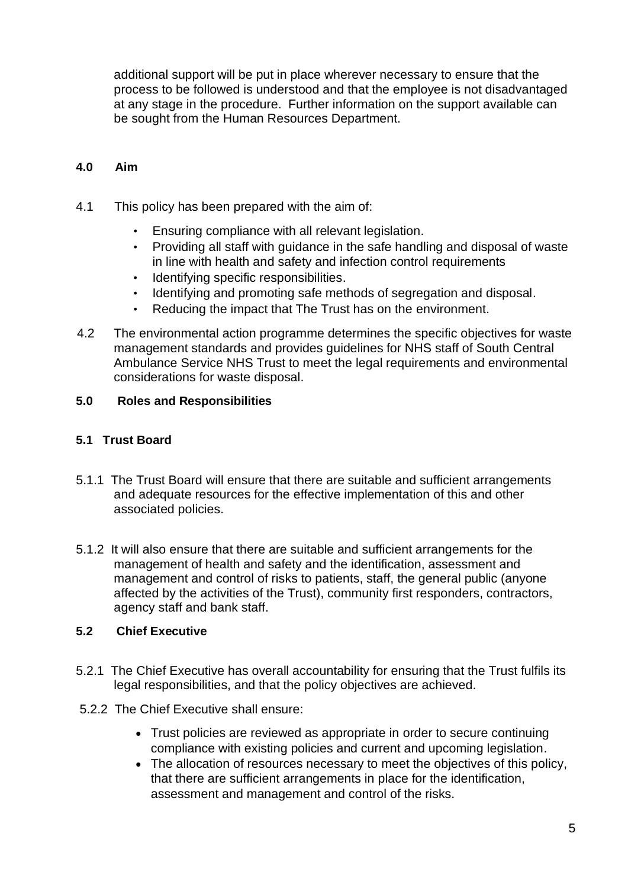additional support will be put in place wherever necessary to ensure that the process to be followed is understood and that the employee is not disadvantaged at any stage in the procedure. Further information on the support available can be sought from the Human Resources Department.

## 4.0 Aim

4.1 This policy has been prepared with the aim of:

- Ensuring compliance with all relevant legislation.
- Providing all staff with guidance in the safe handling and disposal of waste in line with health and safety and infection control requirements
- Identifying specific responsibilities.
- Identifying and promoting safe methods of segregation and disposal.
- Reducing the impact that The Trust has on the environment.

4.2 The environmental action programme determines the specific objectives for waste management standards and provides guidelines for NHS staff of South Central Ambulance Service NHS Trust to meet the legal requirements and environmental considerations for waste disposal.

## 5.0 Roles and Responsibilities

### 5.1 Trust Board

5.1.1 The Trust Board will ensure that there are suitable and sufficient arrangements and adequate resources for the effective implementation of this and other associated policies.

5.1.2 It will also ensure that there are suitable and sufficient arrangements for the management of health and safety and the identification, assessment and management and control of risks to patients, staff, the general public (anyone affected by the activities of the Trust), community first responders, contractors, agency staff and bank staff.

### 5.2 Chief Executive

5.2.1 The Chief Executive has overall accountability for ensuring that the Trust fulfils its legal responsibilities, and that the policy objectives are achieved.

5.2.2 The Chief Executive shall ensure:

- Trust policies are reviewed as appropriate in order to secure continuing compliance with existing policies and current and upcoming legislation.
- The allocation of resources necessary to meet the objectives of this policy, that there are sufficient arrangements in place for the identification, assessment and management and control of the risks.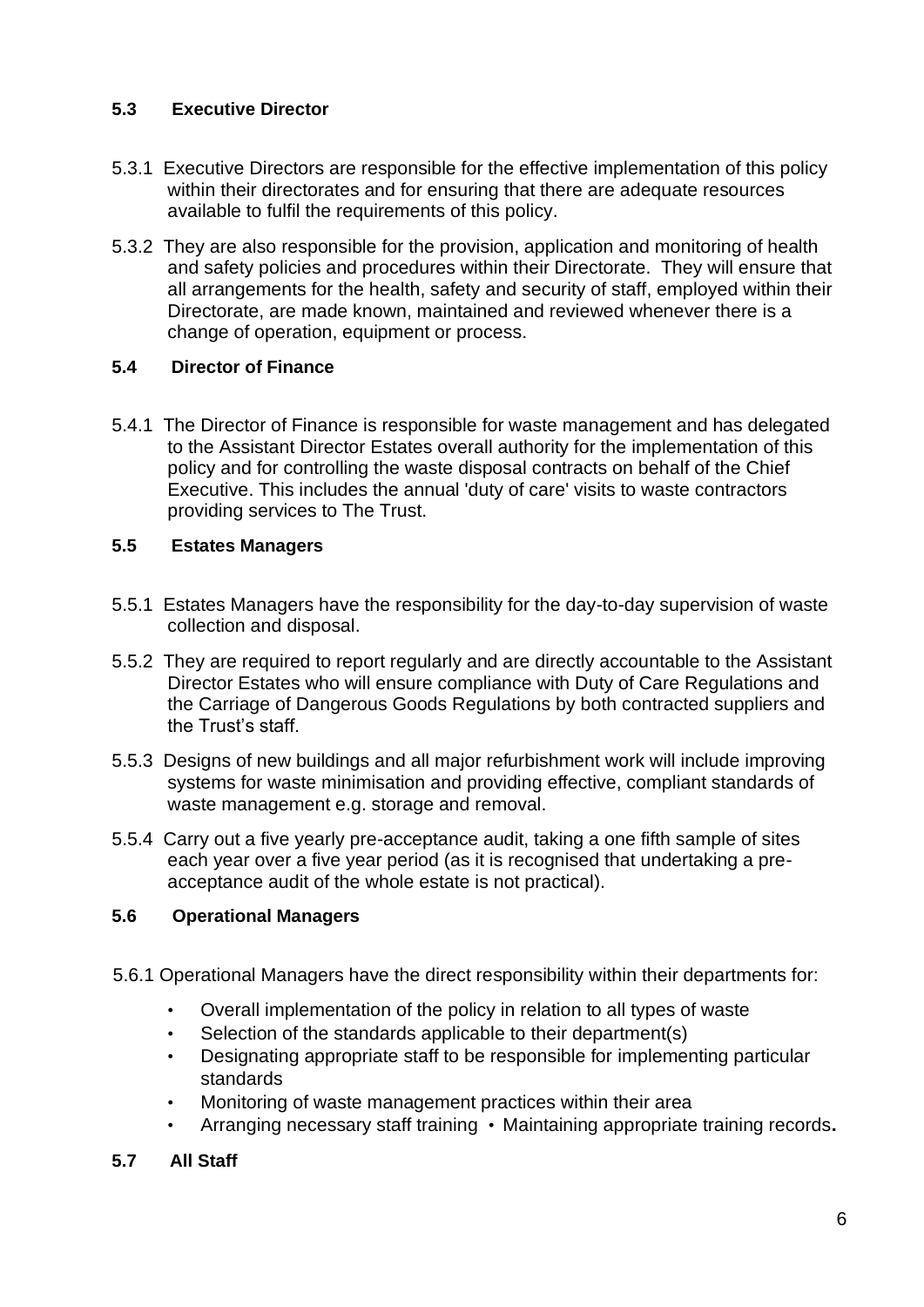### 5.3 Executive Director

5.3.1 Executive Directors are responsible for the effective implementation of this policy within their directorates and for ensuring that there are adequate resources available to fulfil the requirements of this policy.

5.3.2 They are also responsible for the provision, application and monitoring of health and safety policies and procedures within their Directorate. They will ensure that all arrangements for the health, safety and security of staff, employed within their Directorate, are made known, maintained and reviewed whenever there is a change of operation, equipment or process.

### 5.4 Director of Finance

5.4.1 The Director of Finance is responsible for waste management and has delegated to the Assistant Director Estates overall authority for the implementation of this policy and for controlling the waste disposal contracts on behalf of the Chief Executive. This includes the annual 'duty of care' visits to waste contractors providing services to The Trust.

### 5.5 Estates Managers

5.5.1 Estates Managers have the responsibility for the day-to-day supervision of waste collection and disposal.

5.5.2 They are required to report regularly and are directly accountable to the Assistant Director Estates who will ensure compliance with Duty of Care Regulations and the Carriage of Dangerous Goods Regulations by both contracted suppliers and the Trust's staff.

5.5.3 Designs of new buildings and all major refurbishment work will include improving systems for waste minimisation and providing effective, compliant standards of waste management e.g. storage and removal.

5.5.4 Carry out a five yearly pre-acceptance audit, taking a one fifth sample of sites each year over a five year period (as it is recognised that undertaking a pre-acceptance audit of the whole estate is not practical).

### 5.6 Operational Managers

5.6.1 Operational Managers have the direct responsibility within their departments for:

- Overall implementation of the policy in relation to all types of waste
- Selection of the standards applicable to their department(s)
- Designating appropriate staff to be responsible for implementing particular standards
- Monitoring of waste management practices within their area
- Arranging necessary staff training
- Maintaining appropriate training records.

### 5.7 All Staff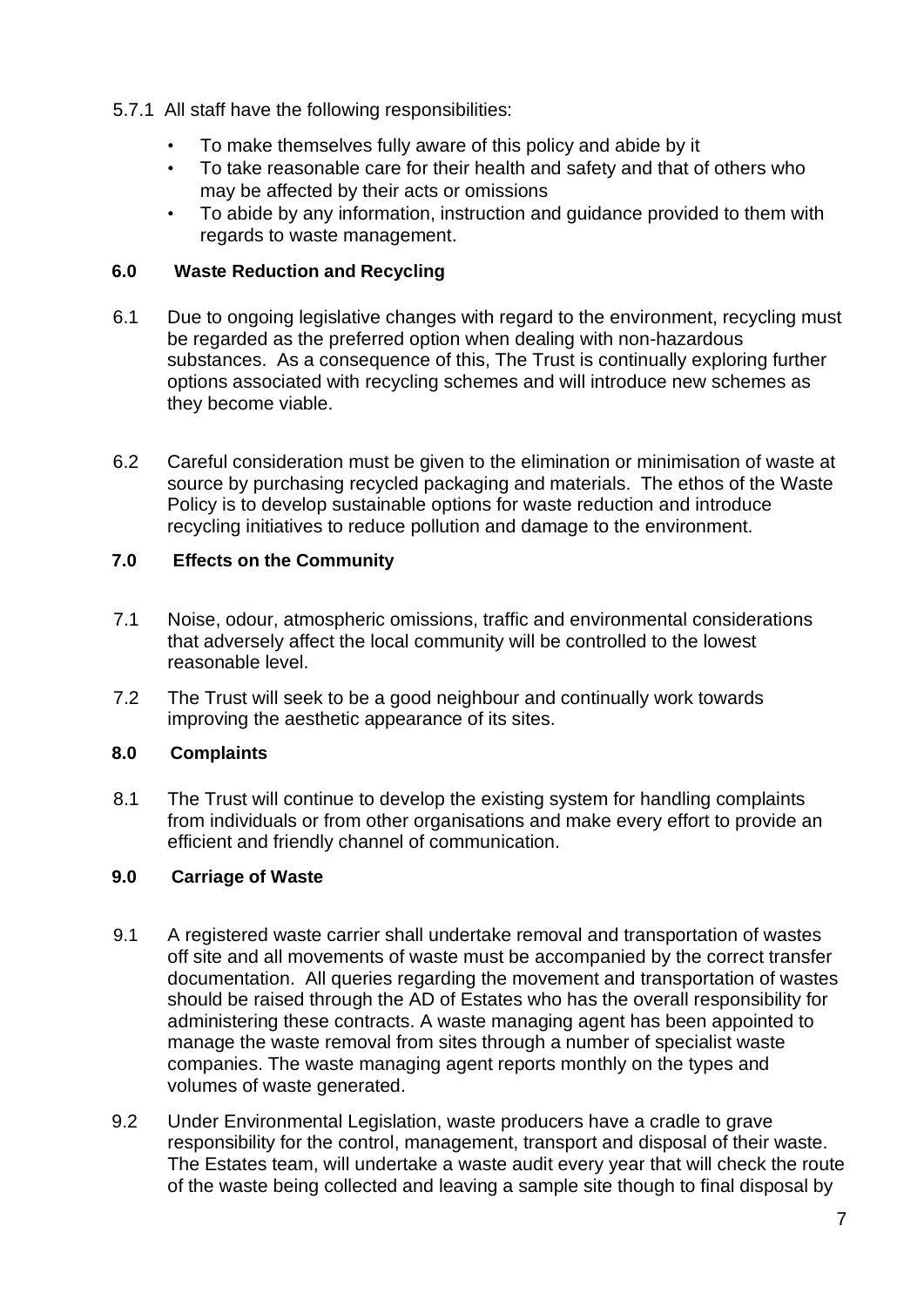5.7.1 All staff have the following responsibilities:

- To make themselves fully aware of this policy and abide by it
- To take reasonable care for their health and safety and that of others who may be affected by their acts or omissions
- To abide by any information, instruction and guidance provided to them with regards to waste management.

## 6.0 Waste Reduction and Recycling

6.1 Due to ongoing legislative changes with regard to the environment, recycling must be regarded as the preferred option when dealing with non-hazardous substances. As a consequence of this, The Trust is continually exploring further options associated with recycling schemes and will introduce new schemes as they become viable.

6.2 Careful consideration must be given to the elimination or minimisation of waste at source by purchasing recycled packaging and materials. The ethos of the Waste Policy is to develop sustainable options for waste reduction and introduce recycling initiatives to reduce pollution and damage to the environment.

## 7.0 Effects on the Community

7.1 Noise, odour, atmospheric omissions, traffic and environmental considerations that adversely affect the local community will be controlled to the lowest reasonable level.

7.2 The Trust will seek to be a good neighbour and continually work towards improving the aesthetic appearance of its sites.

## 8.0 Complaints

8.1 The Trust will continue to develop the existing system for handling complaints from individuals or from other organisations and make every effort to provide an efficient and friendly channel of communication.

## 9.0 Carriage of Waste

9.1 A registered waste carrier shall undertake removal and transportation of wastes off site and all movements of waste must be accompanied by the correct transfer documentation. All queries regarding the movement and transportation of wastes should be raised through the AD of Estates who has the overall responsibility for administering these contracts. A waste managing agent has been appointed to manage the waste removal from sites through a number of specialist waste companies. The waste managing agent reports monthly on the types and volumes of waste generated.

9.2 Under Environmental Legislation, waste producers have a cradle to grave responsibility for the control, management, transport and disposal of their waste. The Estates team, will undertake a waste audit every year that will check the route of the waste being collected and leaving a sample site though to final disposal by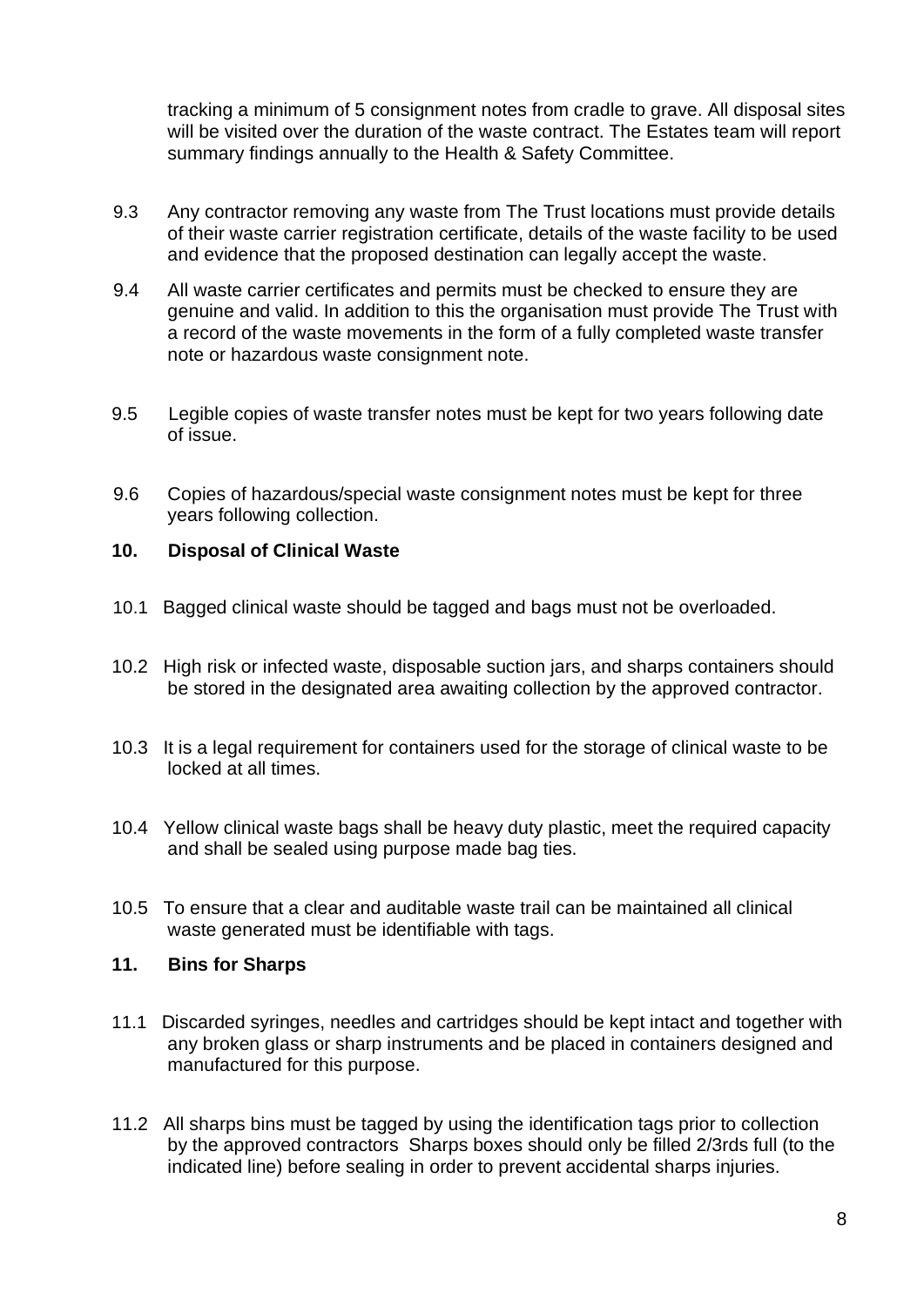tracking a minimum of 5 consignment notes from cradle to grave. All disposal sites will be visited over the duration of the waste contract. The Estates team will report summary findings annually to the Health & Safety Committee.

9.3 Any contractor removing any waste from The Trust locations must provide details of their waste carrier registration certificate, details of the waste facility to be used and evidence that the proposed destination can legally accept the waste.

9.4 All waste carrier certificates and permits must be checked to ensure they are genuine and valid. In addition to this the organisation must provide The Trust with a record of the waste movements in the form of a fully completed waste transfer note or hazardous waste consignment note.

9.5 Legible copies of waste transfer notes must be kept for two years following date of issue.

9.6 Copies of hazardous/special waste consignment notes must be kept for three years following collection.

## 10. Disposal of Clinical Waste

10.1 Bagged clinical waste should be tagged and bags must not be overloaded.

10.2 High risk or infected waste, disposable suction jars, and sharps containers should be stored in the designated area awaiting collection by the approved contractor.

10.3 It is a legal requirement for containers used for the storage of clinical waste to be locked at all times.

10.4 Yellow clinical waste bags shall be heavy duty plastic, meet the required capacity and shall be sealed using purpose made bag ties.

10.5 To ensure that a clear and auditable waste trail can be maintained all clinical waste generated must be identifiable with tags.

## 11. Bins for Sharps

11.1 Discarded syringes, needles and cartridges should be kept intact and together with any broken glass or sharp instruments and be placed in containers designed and manufactured for this purpose.

11.2 All sharps bins must be tagged by using the identification tags prior to collection by the approved contractors Sharps boxes should only be filled 2/3rds full (to the indicated line) before sealing in order to prevent accidental sharps injuries.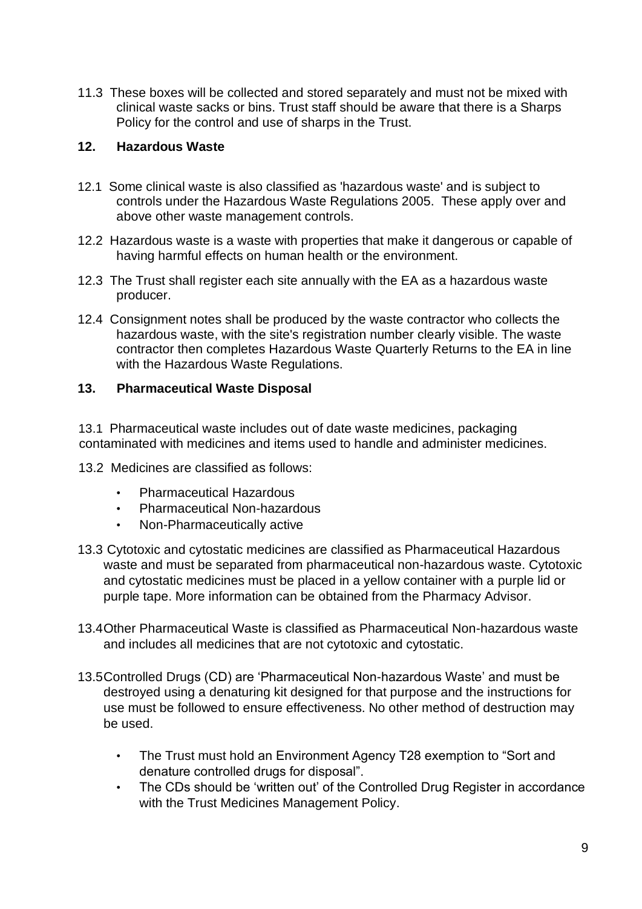11.3 These boxes will be collected and stored separately and must not be mixed with clinical waste sacks or bins. Trust staff should be aware that there is a Sharps Policy for the control and use of sharps in the Trust.

## 12. Hazardous Waste

12.1 Some clinical waste is also classified as 'hazardous waste' and is subject to controls under the Hazardous Waste Regulations 2005. These apply over and above other waste management controls.

12.2 Hazardous waste is a waste with properties that make it dangerous or capable of having harmful effects on human health or the environment.

12.3 The Trust shall register each site annually with the EA as a hazardous waste producer.

12.4 Consignment notes shall be produced by the waste contractor who collects the hazardous waste, with the site's registration number clearly visible. The waste contractor then completes Hazardous Waste Quarterly Returns to the EA in line with the Hazardous Waste Regulations.

## 13. Pharmaceutical Waste Disposal

13.1 Pharmaceutical waste includes out of date waste medicines, packaging contaminated with medicines and items used to handle and administer medicines.

13.2 Medicines are classified as follows:

- Pharmaceutical Hazardous
- Pharmaceutical Non-hazardous
- Non-Pharmaceutically active

13.3 Cytotoxic and cytostatic medicines are classified as Pharmaceutical Hazardous waste and must be separated from pharmaceutical non-hazardous waste. Cytotoxic and cytostatic medicines must be placed in a yellow container with a purple lid or purple tape. More information can be obtained from the Pharmacy Advisor.

13.4 Other Pharmaceutical Waste is classified as Pharmaceutical Non-hazardous waste and includes all medicines that are not cytotoxic and cytostatic.

13.5 Controlled Drugs (CD) are 'Pharmaceutical Non-hazardous Waste' and must be destroyed using a denaturing kit designed for that purpose and the instructions for use must be followed to ensure effectiveness. No other method of destruction may be used.

- The Trust must hold an Environment Agency T28 exemption to "Sort and denature controlled drugs for disposal".
- The CDs should be 'written out' of the Controlled Drug Register in accordance with the Trust Medicines Management Policy.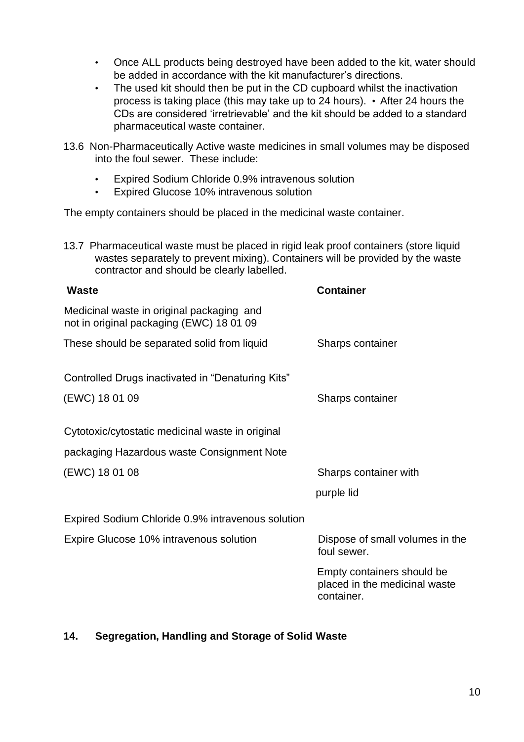- Once ALL products being destroyed have been added to the kit, water should be added in accordance with the kit manufacturer's directions.
- The used kit should then be put in the CD cupboard whilst the inactivation process is taking place (this may take up to 24 hours).
- After 24 hours the CDs are considered 'irretrievable' and the kit should be added to a standard pharmaceutical waste container.

13.6 Non-Pharmaceutically Active waste medicines in small volumes may be disposed into the foul sewer. These include:

- Expired Sodium Chloride 0.9% intravenous solution
- Expired Glucose 10% intravenous solution

The empty containers should be placed in the medicinal waste container.

13.7 Pharmaceutical waste must be placed in rigid leak proof containers (store liquid wastes separately to prevent mixing). Containers will be provided by the waste contractor and should be clearly labelled.

| Waste | Container |
|---|---|
| Medicinal waste in original packaging and not in original packaging (EWC) 18 01 09<br>These should be separated solid from liquid | Sharps container |
| Controlled Drugs inactivated in "Denaturing Kits" (EWC) 18 01 09 | Sharps container |
| Cytotoxic/cytostatic medicinal waste in original packaging Hazardous waste Consignment Note (EWC) 18 01 08 | Sharps container with purple lid |
| Expired Sodium Chloride 0.9% intravenous solution<br>Expire Glucose 10% intravenous solution | Dispose of small volumes in the foul sewer.<br>Empty containers should be placed in the medicinal waste container. |

## 14. Segregation, Handling and Storage of Solid Waste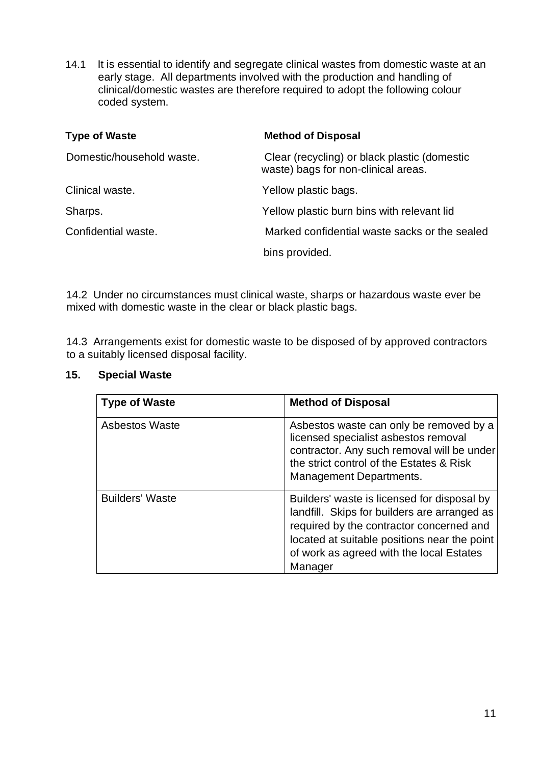14.1 It is essential to identify and segregate clinical wastes from domestic waste at an early stage. All departments involved with the production and handling of clinical/domestic wastes are therefore required to adopt the following colour coded system.

| **Type of Waste** | **Method of Disposal** |
|---|---|
| Domestic/household waste. | Clear (recycling) or black plastic (domestic waste) bags for non-clinical areas. |
| Clinical waste. | Yellow plastic bags. |
| Sharps. | Yellow plastic burn bins with relevant lid |
| Confidential waste. | Marked confidential waste sacks or the sealed bins provided. |

14.2 Under no circumstances must clinical waste, sharps or hazardous waste ever be mixed with domestic waste in the clear or black plastic bags.

14.3 Arrangements exist for domestic waste to be disposed of by approved contractors to a suitably licensed disposal facility.

## 15. Special Waste

| Type of Waste | Method of Disposal |
|---|---|
| Asbestos Waste | Asbestos waste can only be removed by a licensed specialist asbestos removal contractor. Any such removal will be under the strict control of the Estates & Risk Management Departments. |
| Builders' Waste | Builders' waste is licensed for disposal by landfill. Skips for builders are arranged as required by the contractor concerned and located at suitable positions near the point of work as agreed with the local Estates Manager |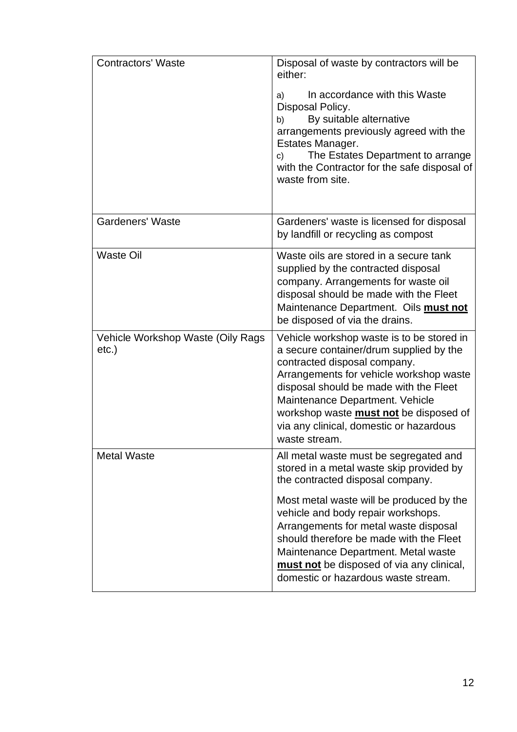| Contractors' Waste | Disposal of waste by contractors will be either:<br><br>a) In accordance with this Waste Disposal Policy.<br>b) By suitable alternative arrangements previously agreed with the Estates Manager.<br>c) The Estates Department to arrange with the Contractor for the safe disposal of waste from site. |
|---|---|
| Gardeners' Waste | Gardeners' waste is licensed for disposal by landfill or recycling as compost |
| Waste Oil | Waste oils are stored in a secure tank supplied by the contracted disposal company. Arrangements for waste oil disposal should be made with the Fleet Maintenance Department. Oils **<u>must not</u>** be disposed of via the drains. |
| Vehicle Workshop Waste (Oily Rags etc.) | Vehicle workshop waste is to be stored in a secure container/drum supplied by the contracted disposal company. Arrangements for vehicle workshop waste disposal should be made with the Fleet Maintenance Department. Vehicle workshop waste **<u>must not</u>** be disposed of via any clinical, domestic or hazardous waste stream. |
| Metal Waste | All metal waste must be segregated and stored in a metal waste skip provided by the contracted disposal company.<br><br>Most metal waste will be produced by the vehicle and body repair workshops. Arrangements for metal waste disposal should therefore be made with the Fleet Maintenance Department. Metal waste **<u>must not</u>** be disposed of via any clinical, domestic or hazardous waste stream. |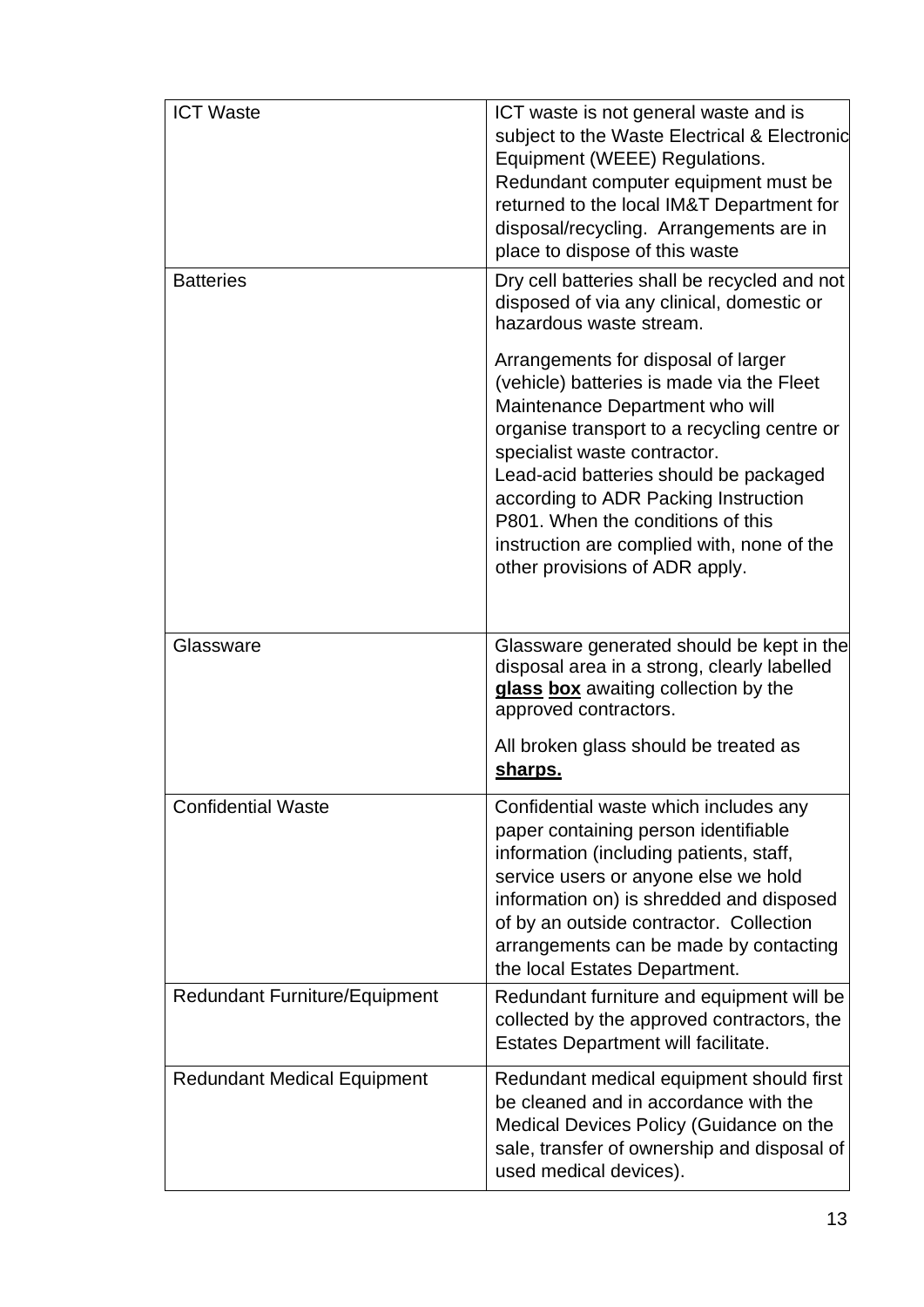| ICT Waste | ICT waste is not general waste and is subject to the Waste Electrical & Electronic Equipment (WEEE) Regulations. Redundant computer equipment must be returned to the local IM&T Department for disposal/recycling. Arrangements are in place to dispose of this waste |
|---|---|
| Batteries | Dry cell batteries shall be recycled and not disposed of via any clinical, domestic or hazardous waste stream.<br><br>Arrangements for disposal of larger (vehicle) batteries is made via the Fleet Maintenance Department who will organise transport to a recycling centre or specialist waste contractor.<br>Lead-acid batteries should be packaged according to ADR Packing Instruction P801. When the conditions of this instruction are complied with, none of the other provisions of ADR apply. |
| Glassware | Glassware generated should be kept in the disposal area in a strong, clearly labelled **<u>glass</u> <u>box</u>** awaiting collection by the approved contractors.<br><br>All broken glass should be treated as **<u>sharps.</u>** |
| Confidential Waste | Confidential waste which includes any paper containing person identifiable information (including patients, staff, service users or anyone else we hold information on) is shredded and disposed of by an outside contractor. Collection arrangements can be made by contacting the local Estates Department. |
| Redundant Furniture/Equipment | Redundant furniture and equipment will be collected by the approved contractors, the Estates Department will facilitate. |
| Redundant Medical Equipment | Redundant medical equipment should first be cleaned and in accordance with the Medical Devices Policy (Guidance on the sale, transfer of ownership and disposal of used medical devices). |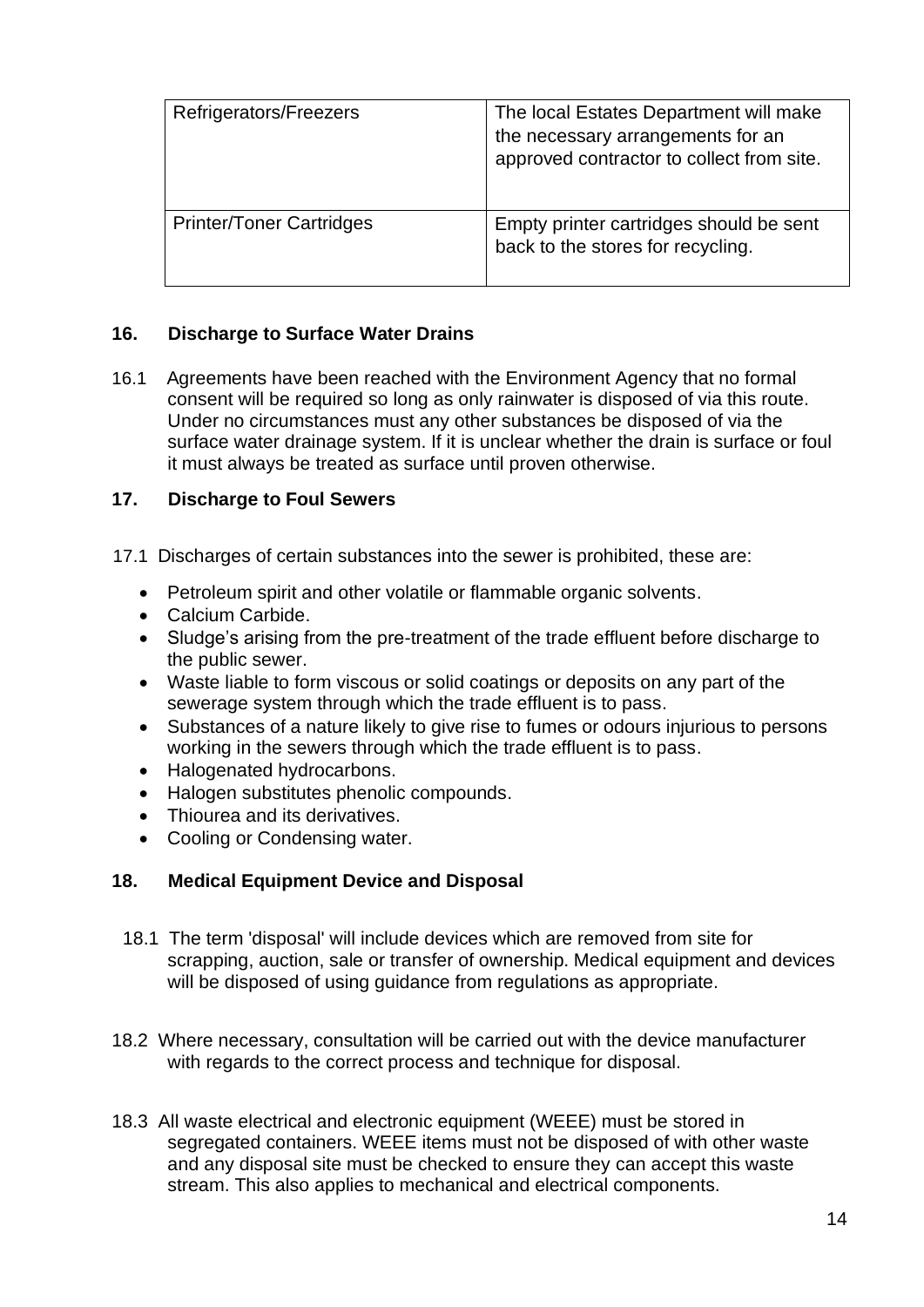| Refrigerators/Freezers | The local Estates Department will make the necessary arrangements for an approved contractor to collect from site. |
|---|---|
| Printer/Toner Cartridges | Empty printer cartridges should be sent back to the stores for recycling. |

## 16. Discharge to Surface Water Drains

16.1 Agreements have been reached with the Environment Agency that no formal consent will be required so long as only rainwater is disposed of via this route. Under no circumstances must any other substances be disposed of via the surface water drainage system. If it is unclear whether the drain is surface or foul it must always be treated as surface until proven otherwise.

## 17. Discharge to Foul Sewers

17.1 Discharges of certain substances into the sewer is prohibited, these are:

- Petroleum spirit and other volatile or flammable organic solvents.
- Calcium Carbide.
- Sludge's arising from the pre-treatment of the trade effluent before discharge to the public sewer.
- Waste liable to form viscous or solid coatings or deposits on any part of the sewerage system through which the trade effluent is to pass.
- Substances of a nature likely to give rise to fumes or odours injurious to persons working in the sewers through which the trade effluent is to pass.
- Halogenated hydrocarbons.
- Halogen substitutes phenolic compounds.
- Thiourea and its derivatives.
- Cooling or Condensing water.

## 18. Medical Equipment Device and Disposal

18.1 The term 'disposal' will include devices which are removed from site for scrapping, auction, sale or transfer of ownership. Medical equipment and devices will be disposed of using guidance from regulations as appropriate.

18.2 Where necessary, consultation will be carried out with the device manufacturer with regards to the correct process and technique for disposal.

18.3 All waste electrical and electronic equipment (WEEE) must be stored in segregated containers. WEEE items must not be disposed of with other waste and any disposal site must be checked to ensure they can accept this waste stream. This also applies to mechanical and electrical components.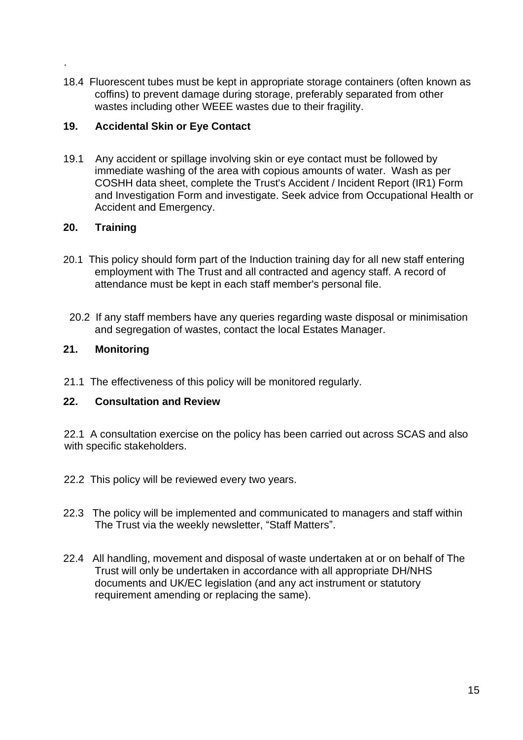.

18.4 Fluorescent tubes must be kept in appropriate storage containers (often known as coffins) to prevent damage during storage, preferably separated from other wastes including other WEEE wastes due to their fragility.

## 19. Accidental Skin or Eye Contact

19.1 Any accident or spillage involving skin or eye contact must be followed by immediate washing of the area with copious amounts of water. Wash as per COSHH data sheet, complete the Trust's Accident / Incident Report (IR1) Form and Investigation Form and investigate. Seek advice from Occupational Health or Accident and Emergency.

## 20. Training

20.1 This policy should form part of the Induction training day for all new staff entering employment with The Trust and all contracted and agency staff. A record of attendance must be kept in each staff member's personal file.

20.2 If any staff members have any queries regarding waste disposal or minimisation and segregation of wastes, contact the local Estates Manager.

## 21. Monitoring

21.1 The effectiveness of this policy will be monitored regularly.

## 22. Consultation and Review

22.1 A consultation exercise on the policy has been carried out across SCAS and also with specific stakeholders.

22.2 This policy will be reviewed every two years.

22.3 The policy will be implemented and communicated to managers and staff within The Trust via the weekly newsletter, "Staff Matters".

22.4 All handling, movement and disposal of waste undertaken at or on behalf of The Trust will only be undertaken in accordance with all appropriate DH/NHS documents and UK/EC legislation (and any act instrument or statutory requirement amending or replacing the same).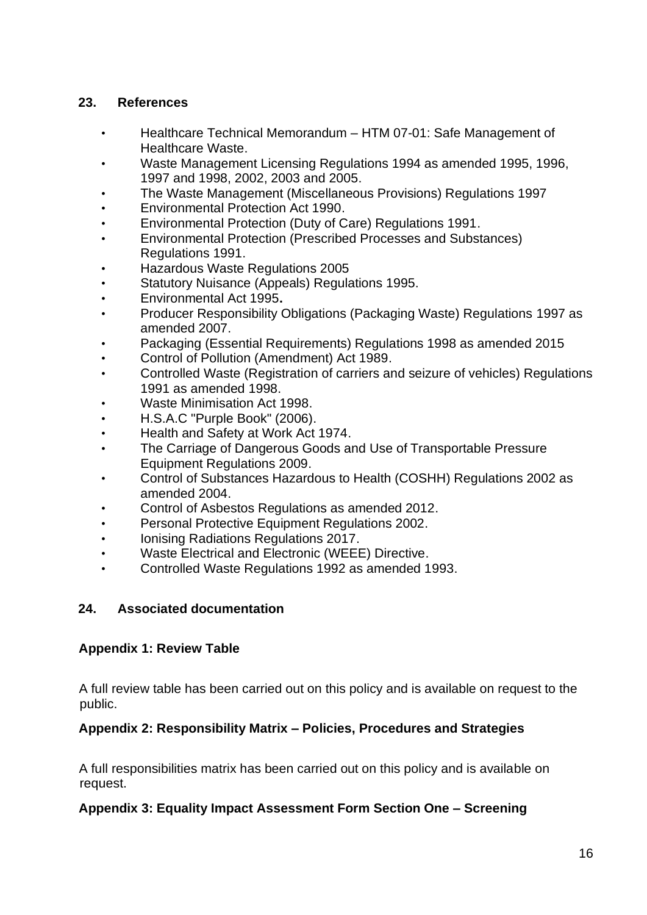## 23. References

- Healthcare Technical Memorandum – HTM 07-01: Safe Management of Healthcare Waste.
- Waste Management Licensing Regulations 1994 as amended 1995, 1996, 1997 and 1998, 2002, 2003 and 2005.
- The Waste Management (Miscellaneous Provisions) Regulations 1997
- Environmental Protection Act 1990.
- Environmental Protection (Duty of Care) Regulations 1991.
- Environmental Protection (Prescribed Processes and Substances) Regulations 1991.
- Hazardous Waste Regulations 2005
- Statutory Nuisance (Appeals) Regulations 1995.
- Environmental Act 1995**.**
- Producer Responsibility Obligations (Packaging Waste) Regulations 1997 as amended 2007.
- Packaging (Essential Requirements) Regulations 1998 as amended 2015
- Control of Pollution (Amendment) Act 1989.
- Controlled Waste (Registration of carriers and seizure of vehicles) Regulations 1991 as amended 1998.
- Waste Minimisation Act 1998.
- H.S.A.C "Purple Book" (2006).
- Health and Safety at Work Act 1974.
- The Carriage of Dangerous Goods and Use of Transportable Pressure Equipment Regulations 2009.
- Control of Substances Hazardous to Health (COSHH) Regulations 2002 as amended 2004.
- Control of Asbestos Regulations as amended 2012.
- Personal Protective Equipment Regulations 2002.
- Ionising Radiations Regulations 2017.
- Waste Electrical and Electronic (WEEE) Directive.
- Controlled Waste Regulations 1992 as amended 1993.

## 24. Associated documentation

### Appendix 1: Review Table

A full review table has been carried out on this policy and is available on request to the public.

### Appendix 2: Responsibility Matrix – Policies, Procedures and Strategies

A full responsibilities matrix has been carried out on this policy and is available on request.

### Appendix 3: Equality Impact Assessment Form Section One – Screening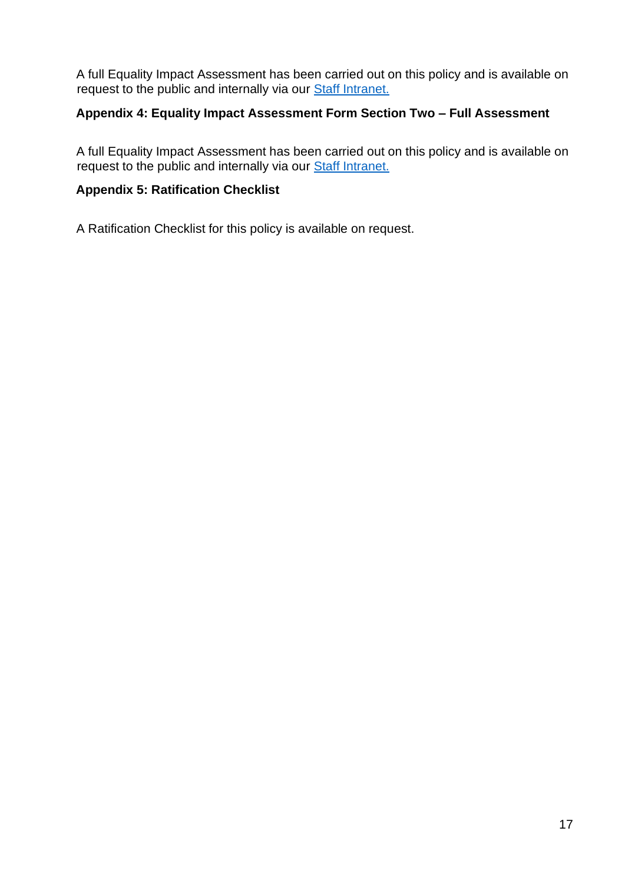A full Equality Impact Assessment has been carried out on this policy and is available on request to the public and internally via our [Staff Intranet.]

**Appendix 4: Equality Impact Assessment Form Section Two – Full Assessment**

A full Equality Impact Assessment has been carried out on this policy and is available on request to the public and internally via our [Staff Intranet.]

**Appendix 5: Ratification Checklist**

A Ratification Checklist for this policy is available on request.